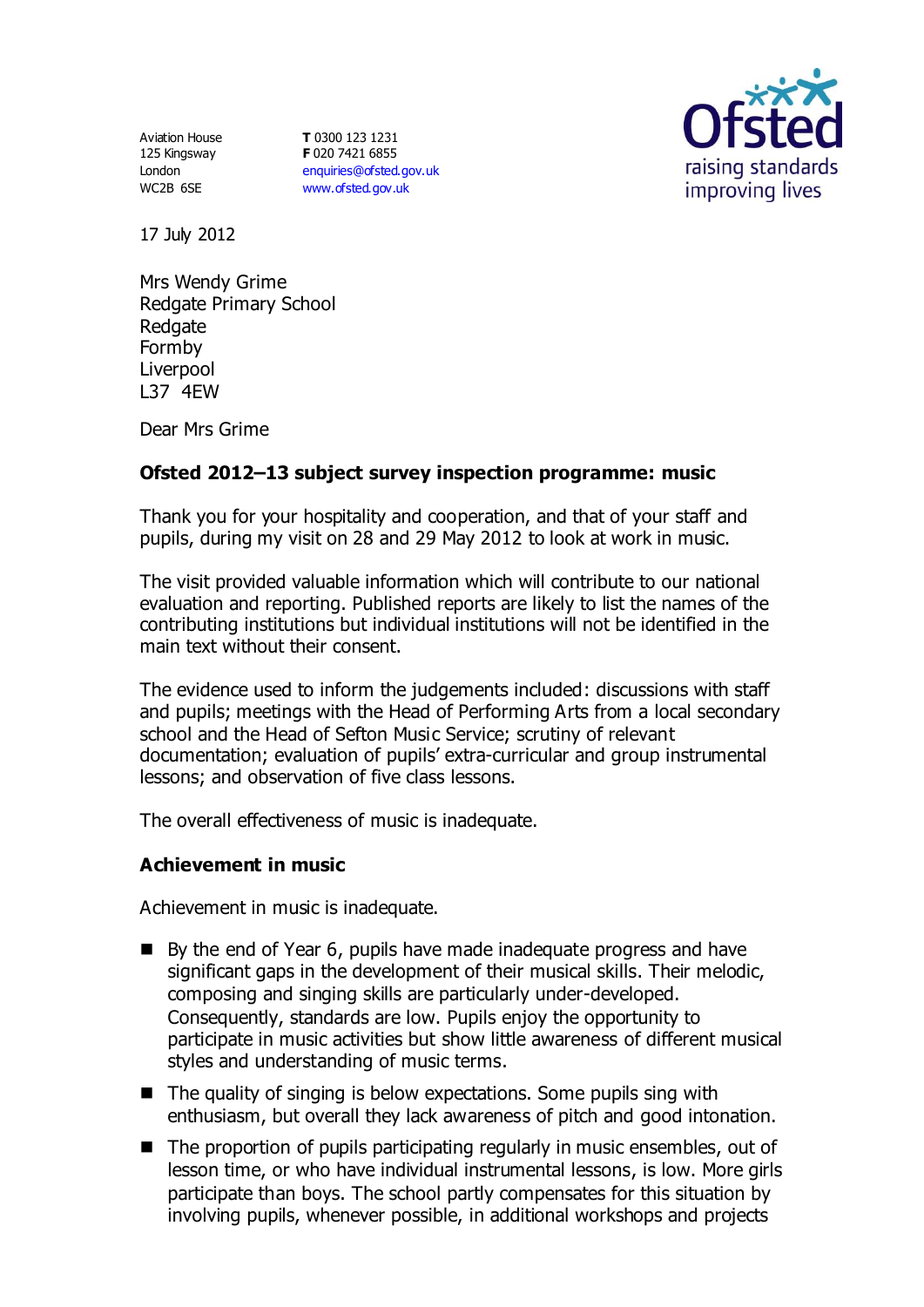Aviation House
125 Kingsway
London
WC2B 6SE

**T** 0300 123 1231
**F** 020 7421 6855
enquiries@ofsted.gov.uk
www.ofsted.gov.uk

Ofsted
raising standards
improving lives

17 July 2012

Mrs Wendy Grime
Redgate Primary School
Redgate
Formby
Liverpool
L37 4EW

Dear Mrs Grime

**Ofsted 2012–13 subject survey inspection programme: music**

Thank you for your hospitality and cooperation, and that of your staff and pupils, during my visit on 28 and 29 May 2012 to look at work in music.

The visit provided valuable information which will contribute to our national evaluation and reporting. Published reports are likely to list the names of the contributing institutions but individual institutions will not be identified in the main text without their consent.

The evidence used to inform the judgements included: discussions with staff and pupils; meetings with the Head of Performing Arts from a local secondary school and the Head of Sefton Music Service; scrutiny of relevant documentation; evaluation of pupils' extra-curricular and group instrumental lessons; and observation of five class lessons.

The overall effectiveness of music is inadequate.

**Achievement in music**

Achievement in music is inadequate.

- By the end of Year 6, pupils have made inadequate progress and have significant gaps in the development of their musical skills. Their melodic, composing and singing skills are particularly under-developed. Consequently, standards are low. Pupils enjoy the opportunity to participate in music activities but show little awareness of different musical styles and understanding of music terms.
- The quality of singing is below expectations. Some pupils sing with enthusiasm, but overall they lack awareness of pitch and good intonation.
- The proportion of pupils participating regularly in music ensembles, out of lesson time, or who have individual instrumental lessons, is low. More girls participate than boys. The school partly compensates for this situation by involving pupils, whenever possible, in additional workshops and projects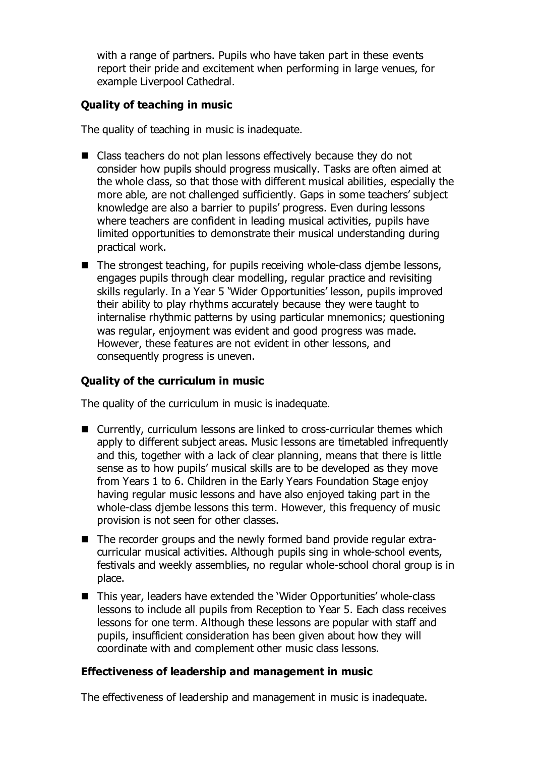with a range of partners. Pupils who have taken part in these events report their pride and excitement when performing in large venues, for example Liverpool Cathedral.

### Quality of teaching in music

The quality of teaching in music is inadequate.

- Class teachers do not plan lessons effectively because they do not consider how pupils should progress musically. Tasks are often aimed at the whole class, so that those with different musical abilities, especially the more able, are not challenged sufficiently. Gaps in some teachers' subject knowledge are also a barrier to pupils' progress. Even during lessons where teachers are confident in leading musical activities, pupils have limited opportunities to demonstrate their musical understanding during practical work.
- The strongest teaching, for pupils receiving whole-class djembe lessons, engages pupils through clear modelling, regular practice and revisiting skills regularly. In a Year 5 'Wider Opportunities' lesson, pupils improved their ability to play rhythms accurately because they were taught to internalise rhythmic patterns by using particular mnemonics; questioning was regular, enjoyment was evident and good progress was made. However, these features are not evident in other lessons, and consequently progress is uneven.

### Quality of the curriculum in music

The quality of the curriculum in music is inadequate.

- Currently, curriculum lessons are linked to cross-curricular themes which apply to different subject areas. Music lessons are timetabled infrequently and this, together with a lack of clear planning, means that there is little sense as to how pupils' musical skills are to be developed as they move from Years 1 to 6. Children in the Early Years Foundation Stage enjoy having regular music lessons and have also enjoyed taking part in the whole-class djembe lessons this term. However, this frequency of music provision is not seen for other classes.
- The recorder groups and the newly formed band provide regular extra-curricular musical activities. Although pupils sing in whole-school events, festivals and weekly assemblies, no regular whole-school choral group is in place.
- This year, leaders have extended the 'Wider Opportunities' whole-class lessons to include all pupils from Reception to Year 5. Each class receives lessons for one term. Although these lessons are popular with staff and pupils, insufficient consideration has been given about how they will coordinate with and complement other music class lessons.

### Effectiveness of leadership and management in music

The effectiveness of leadership and management in music is inadequate.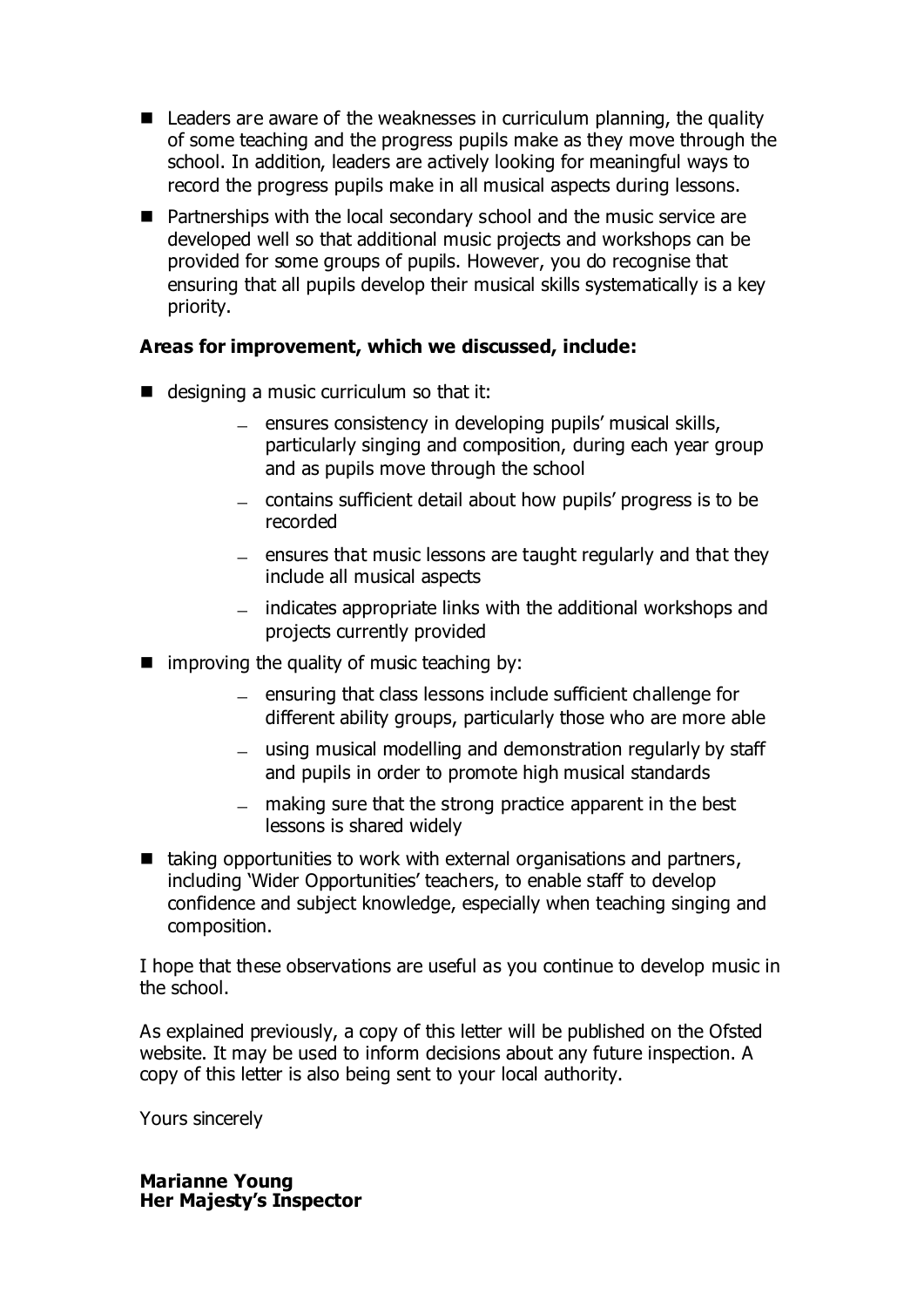- Leaders are aware of the weaknesses in curriculum planning, the quality of some teaching and the progress pupils make as they move through the school. In addition, leaders are actively looking for meaningful ways to record the progress pupils make in all musical aspects during lessons.
- Partnerships with the local secondary school and the music service are developed well so that additional music projects and workshops can be provided for some groups of pupils. However, you do recognise that ensuring that all pupils develop their musical skills systematically is a key priority.

**Areas for improvement, which we discussed, include:**

- designing a music curriculum so that it:
  - ensures consistency in developing pupils' musical skills, particularly singing and composition, during each year group and as pupils move through the school
  - contains sufficient detail about how pupils' progress is to be recorded
  - ensures that music lessons are taught regularly and that they include all musical aspects
  - indicates appropriate links with the additional workshops and projects currently provided
- improving the quality of music teaching by:
  - ensuring that class lessons include sufficient challenge for different ability groups, particularly those who are more able
  - using musical modelling and demonstration regularly by staff and pupils in order to promote high musical standards
  - making sure that the strong practice apparent in the best lessons is shared widely
- taking opportunities to work with external organisations and partners, including 'Wider Opportunities' teachers, to enable staff to develop confidence and subject knowledge, especially when teaching singing and composition.

I hope that these observations are useful as you continue to develop music in the school.

As explained previously, a copy of this letter will be published on the Ofsted website. It may be used to inform decisions about any future inspection. A copy of this letter is also being sent to your local authority.

Yours sincerely

**Marianne Young**
**Her Majesty's Inspector**